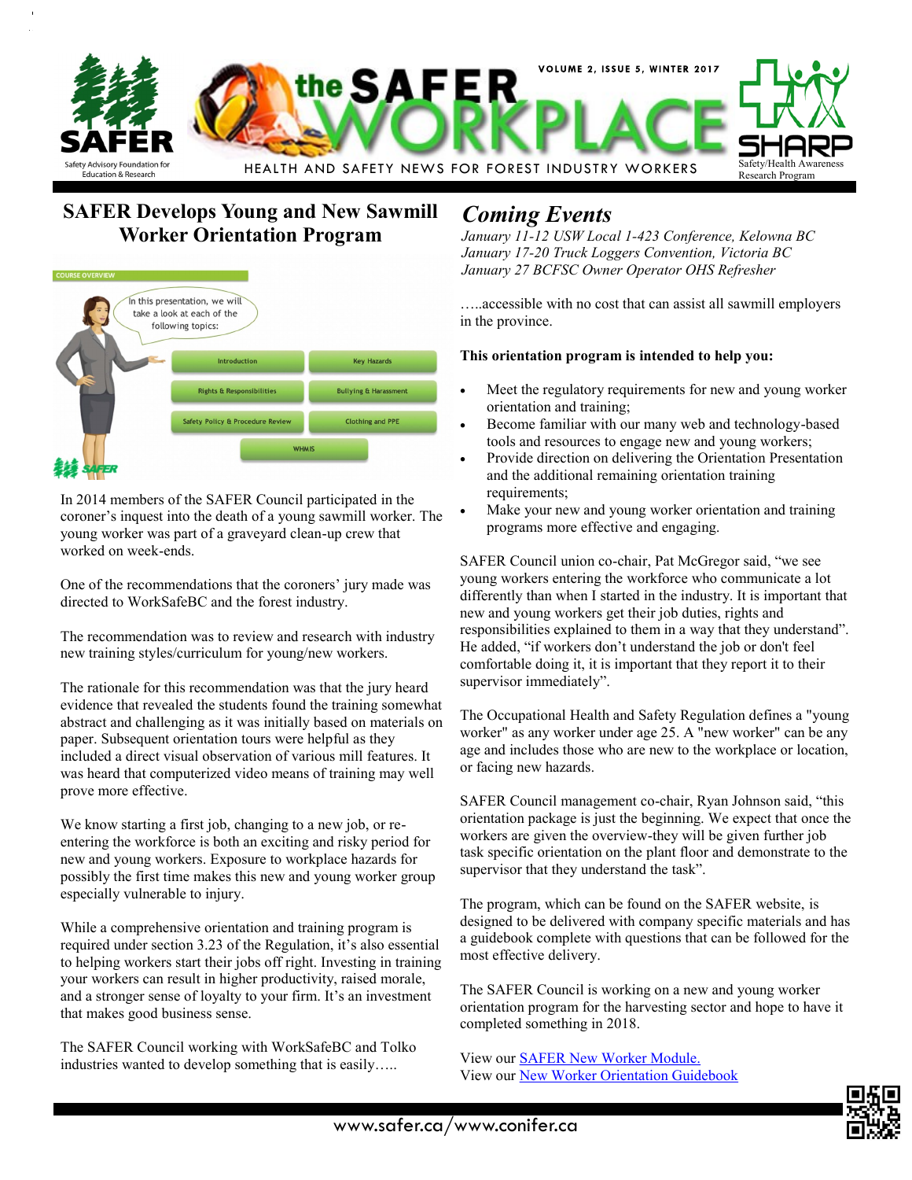# the SAFER WORKPLACE

VOLUME 2, ISSUE 5, WINTER 2017

HEALTH AND SAFETY NEWS FOR FOREST INDUSTRY WORKERS

## SAFER Develops Young and New Sawmill Worker Orientation Program

In 2014 members of the SAFER Council participated in the coroner's inquest into the death of a young sawmill worker. The young worker was part of a graveyard clean-up crew that worked on week-ends.

One of the recommendations that the coroners' jury made was directed to WorkSafeBC and the forest industry.

The recommendation was to review and research with industry new training styles/curriculum for young/new workers.

The rationale for this recommendation was that the jury heard evidence that revealed the students found the training somewhat abstract and challenging as it was initially based on materials on paper. Subsequent orientation tours were helpful as they included a direct visual observation of various mill features. It was heard that computerized video means of training may well prove more effective.

We know starting a first job, changing to a new job, or re-entering the workforce is both an exciting and risky period for new and young workers. Exposure to workplace hazards for possibly the first time makes this new and young worker group especially vulnerable to injury.

While a comprehensive orientation and training program is required under section 3.23 of the Regulation, it's also essential to helping workers start their jobs off right. Investing in training your workers can result in higher productivity, raised morale, and a stronger sense of loyalty to your firm. It's an investment that makes good business sense.

The SAFER Council working with WorkSafeBC and Tolko industries wanted to develop something that is easily…..

…..accessible with no cost that can assist all sawmill employers in the province.

**This orientation program is intended to help you:**

- Meet the regulatory requirements for new and young worker orientation and training;
- Become familiar with our many web and technology-based tools and resources to engage new and young workers;
- Provide direction on delivering the Orientation Presentation and the additional remaining orientation training requirements;
- Make your new and young worker orientation and training programs more effective and engaging.

SAFER Council union co-chair, Pat McGregor said, "we see young workers entering the workforce who communicate a lot differently than when I started in the industry. It is important that new and young workers get their job duties, rights and responsibilities explained to them in a way that they understand". He added, "if workers don't understand the job or don't feel comfortable doing it, it is important that they report it to their supervisor immediately".

The Occupational Health and Safety Regulation defines a "young worker" as any worker under age 25. A "new worker" can be any age and includes those who are new to the workplace or location, or facing new hazards.

SAFER Council management co-chair, Ryan Johnson said, "this orientation package is just the beginning. We expect that once the workers are given the overview-they will be given further job task specific orientation on the plant floor and demonstrate to the supervisor that they understand the task".

The program, which can be found on the SAFER website, is designed to be delivered with company specific materials and has a guidebook complete with questions that can be followed for the most effective delivery.

The SAFER Council is working on a new and young worker orientation program for the harvesting sector and hope to have it completed something in 2018.

View our [SAFER New Worker Module.]

View our [New Worker Orientation Guidebook]

## *Coming Events*

*January 11-12 USW Local 1-423 Conference, Kelowna BC*

*January 17-20 Truck Loggers Convention, Victoria BC*

*January 27 BCFSC Owner Operator OHS Refresher*

www.safer.ca/www.conifer.ca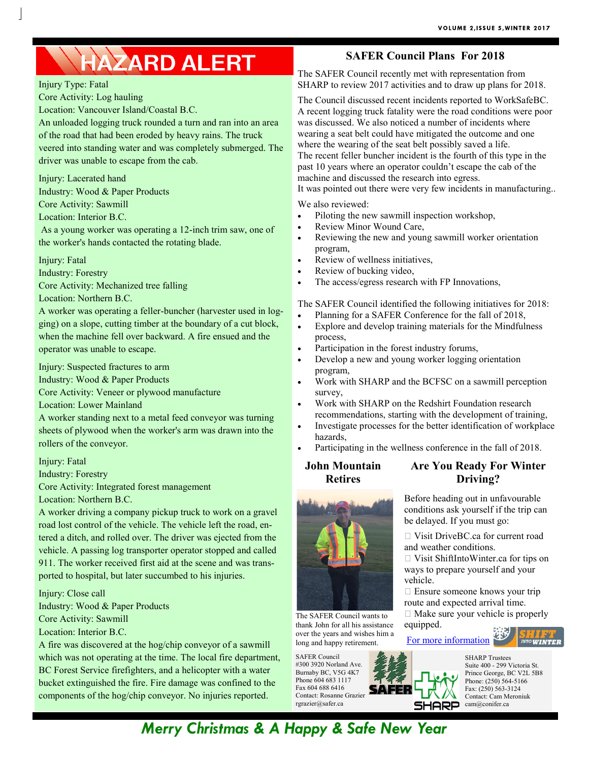# HAZARD ALERT

Injury Type: Fatal
Core Activity: Log hauling
Location: Vancouver Island/Coastal B.C.
An unloaded logging truck rounded a turn and ran into an area of the road that had been eroded by heavy rains. The truck veered into standing water and was completely submerged. The driver was unable to escape from the cab.

Injury: Lacerated hand
Industry: Wood & Paper Products
Core Activity: Sawmill
Location: Interior B.C.
As a young worker was operating a 12-inch trim saw, one of the worker's hands contacted the rotating blade.

Injury: Fatal
Industry: Forestry
Core Activity: Mechanized tree falling
Location: Northern B.C.
A worker was operating a feller-buncher (harvester used in logging) on a slope, cutting timber at the boundary of a cut block, when the machine fell over backward. A fire ensued and the operator was unable to escape.

Injury: Suspected fractures to arm
Industry: Wood & Paper Products
Core Activity: Veneer or plywood manufacture
Location: Lower Mainland
A worker standing next to a metal feed conveyor was turning sheets of plywood when the worker's arm was drawn into the rollers of the conveyor.

Injury: Fatal
Industry: Forestry
Core Activity: Integrated forest management
Location: Northern B.C.
A worker driving a company pickup truck to work on a gravel road lost control of the vehicle. The vehicle left the road, entered a ditch, and rolled over. The driver was ejected from the vehicle. A passing log transporter operator stopped and called 911. The worker received first aid at the scene and was transported to hospital, but later succumbed to his injuries.

Injury: Close call
Industry: Wood & Paper Products
Core Activity: Sawmill
Location: Interior B.C.
A fire was discovered at the hog/chip conveyor of a sawmill which was not operating at the time. The local fire department, BC Forest Service firefighters, and a helicopter with a water bucket extinguished the fire. Fire damage was confined to the components of the hog/chip conveyor. No injuries reported.

## SAFER Council Plans For 2018

The SAFER Council recently met with representation from SHARP to review 2017 activities and to draw up plans for 2018.

The Council discussed recent incidents reported to WorkSafeBC. A recent logging truck fatality were the road conditions were poor was discussed. We also noticed a number of incidents where wearing a seat belt could have mitigated the outcome and one where the wearing of the seat belt possibly saved a life.
The recent feller buncher incident is the fourth of this type in the past 10 years where an operator couldn't escape the cab of the machine and discussed the research into egress.
It was pointed out there were very few incidents in manufacturing..

We also reviewed:

- Piloting the new sawmill inspection workshop,
- Review Minor Wound Care,
- Reviewing the new and young sawmill worker orientation program,
- Review of wellness initiatives,
- Review of bucking video,
- The access/egress research with FP Innovations,

The SAFER Council identified the following initiatives for 2018:

- Planning for a SAFER Conference for the fall of 2018,
- Explore and develop training materials for the Mindfulness process,
- Participation in the forest industry forums,
- Develop a new and young worker logging orientation program,
- Work with SHARP and the BCFSC on a sawmill perception survey,
- Work with SHARP on the Redshirt Foundation research recommendations, starting with the development of training,
- Investigate processes for the better identification of workplace hazards,
- Participating in the wellness conference in the fall of 2018.

## John Mountain Retires

The SAFER Council wants to thank John for all his assistance over the years and wishes him a long and happy retirement.

## Are You Ready For Winter Driving?

Before heading out in unfavourable conditions ask yourself if the trip can be delayed. If you must go:

- Visit DriveBC.ca for current road and weather conditions.
- Visit ShiftIntoWinter.ca for tips on ways to prepare yourself and your vehicle.
- Ensure someone knows your trip route and expected arrival time.
- Make sure your vehicle is properly equipped.

For more information

SHIFT INTO WINTER

SAFER Council
#300 3920 Norland Ave.
Burnaby BC, V5G 4K7
Phone 604 683 1117
Fax 604 688 6416
Contact: Rosanne Grazier
rgrazier@safer.ca

SAFER

SHARP

SHARP Trustees
Suite 400 - 299 Victoria St.
Prince George, BC V2L 5B8
Phone: (250) 564-5166
Fax: (250) 563-3124
Contact: Cam Meroniuk
cam@conifer.ca

*Merry Christmas & A Happy & Safe New Year*